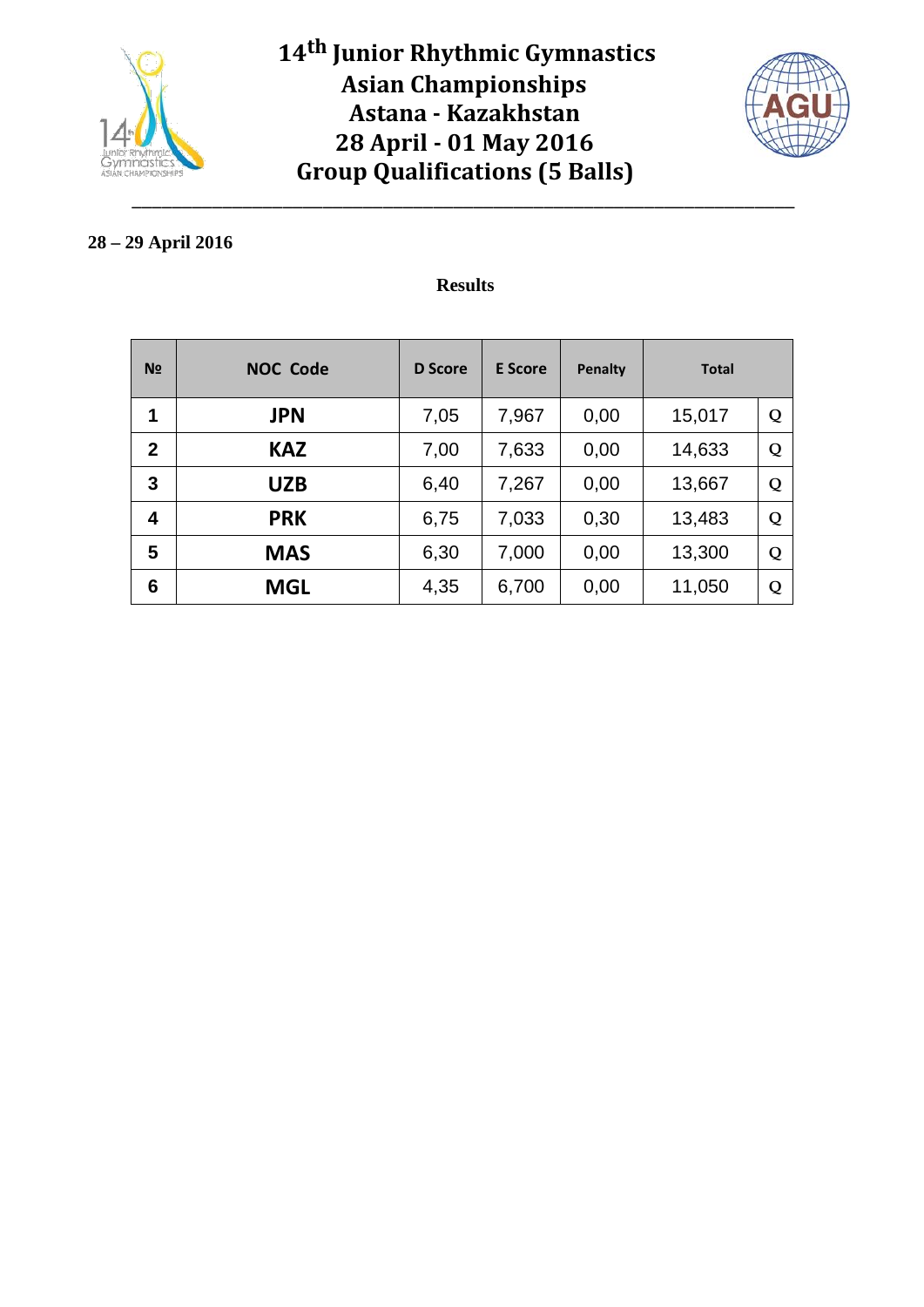# 14th Junior Rhythmic Gymnastics Asian Championships
# Astana - Kazakhstan
# 28 April - 01 May 2016
# Group Qualifications (5 Balls)

**28 – 29 April 2016**

**Results**

| № | NOC Code | D Score | E Score | Penalty | Total | |
|---|---|---|---|---|---|---|
| 1 | JPN | 7,05 | 7,967 | 0,00 | 15,017 | Q |
| 2 | KAZ | 7,00 | 7,633 | 0,00 | 14,633 | Q |
| 3 | UZB | 6,40 | 7,267 | 0,00 | 13,667 | Q |
| 4 | PRK | 6,75 | 7,033 | 0,30 | 13,483 | Q |
| 5 | MAS | 6,30 | 7,000 | 0,00 | 13,300 | Q |
| 6 | MGL | 4,35 | 6,700 | 0,00 | 11,050 | Q |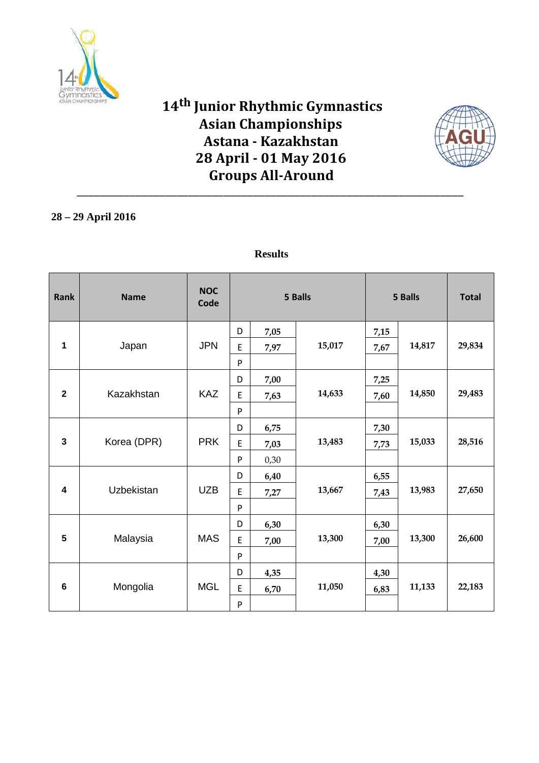# 14th Junior Rhythmic Gymnastics Asian Championships
# Astana - Kazakhstan
# 28 April - 01 May 2016
# Groups All-Around

**28 – 29 April 2016**

**Results**

| Rank | Name | NOC Code | 5 Balls | | | 5 Balls | | Total |
|---|---|---|---|---|---|---|---|---|
| 1 | Japan | JPN | D | 7,05 | 15,017 | 7,15 | 14,817 | 29,834 |
| | | | E | 7,97 | | 7,67 | | |
| | | | P | | | | | |
| 2 | Kazakhstan | KAZ | D | 7,00 | 14,633 | 7,25 | 14,850 | 29,483 |
| | | | E | 7,63 | | 7,60 | | |
| | | | P | | | | | |
| 3 | Korea (DPR) | PRK | D | 6,75 | 13,483 | 7,30 | 15,033 | 28,516 |
| | | | E | 7,03 | | 7,73 | | |
| | | | P | 0,30 | | | | |
| 4 | Uzbekistan | UZB | D | 6,40 | 13,667 | 6,55 | 13,983 | 27,650 |
| | | | E | 7,27 | | 7,43 | | |
| | | | P | | | | | |
| 5 | Malaysia | MAS | D | 6,30 | 13,300 | 6,30 | 13,300 | 26,600 |
| | | | E | 7,00 | | 7,00 | | |
| | | | P | | | | | |
| 6 | Mongolia | MGL | D | 4,35 | 11,050 | 4,30 | 11,133 | 22,183 |
| | | | E | 6,70 | | 6,83 | | |
| | | | P | | | | | |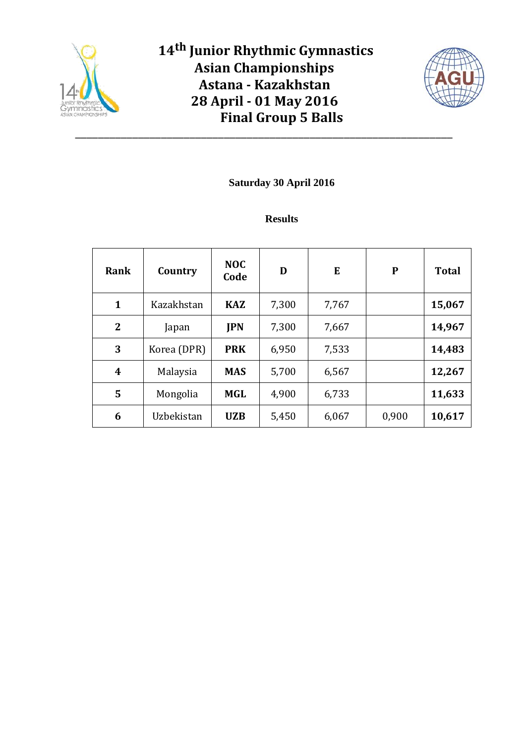# 14th Junior Rhythmic Gymnastics Asian Championships
# Astana - Kazakhstan
# 28 April - 01 May 2016
# Final Group 5 Balls

**Saturday 30 April 2016**

**Results**

| Rank | Country | NOC Code | D | E | P | Total |
|---|---|---|---|---|---|---|
| **1** | Kazakhstan | **KAZ** | 7,300 | 7,767 | | **15,067** |
| **2** | Japan | **JPN** | 7,300 | 7,667 | | **14,967** |
| **3** | Korea (DPR) | **PRK** | 6,950 | 7,533 | | **14,483** |
| **4** | Malaysia | **MAS** | 5,700 | 6,567 | | **12,267** |
| **5** | Mongolia | **MGL** | 4,900 | 6,733 | | **11,633** |
| **6** | Uzbekistan | **UZB** | 5,450 | 6,067 | 0,900 | **10,617** |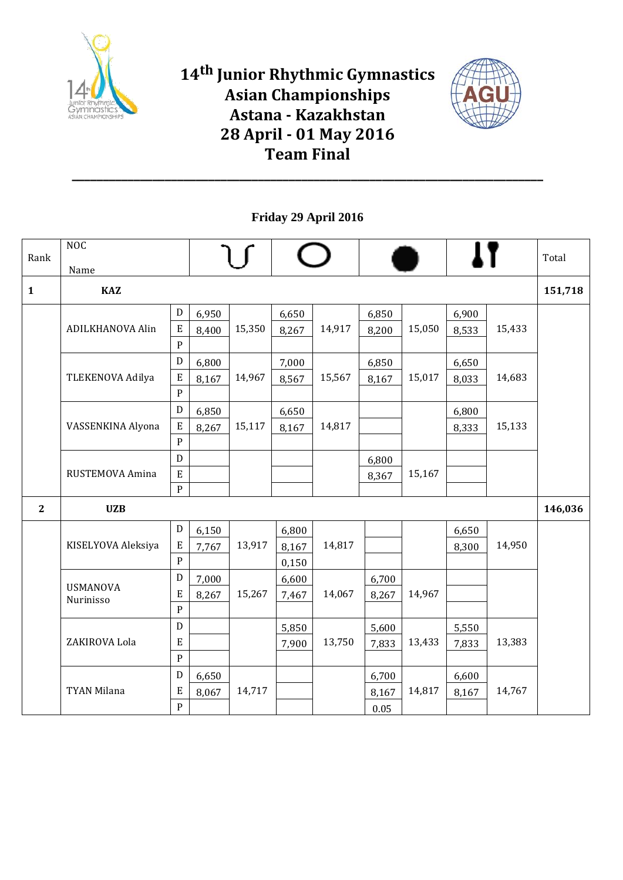# 14th Junior Rhythmic Gymnastics Asian Championships

## Astana - Kazakhstan

## 28 April - 01 May 2016

## Team Final

**Friday 29 April 2016**

| Rank | NOC / Name | | Rope | | Hoop | | Ball | | Clubs | | Total |
|---|---|---|---|---|---|---|---|---|---|---|---|
| **1** | **KAZ** | | | | | | | | | | **151,718** |
| | ADILKHANOVA Alin | D | 6,950 | 15,350 | 6,650 | 14,917 | 6,850 | 15,050 | 6,900 | 15,433 | |
| | | E | 8,400 | | 8,267 | | 8,200 | | 8,533 | | |
| | | P | | | | | | | | | |
| | TLEKENOVA Adilya | D | 6,800 | 14,967 | 7,000 | 15,567 | 6,850 | 15,017 | 6,650 | 14,683 | |
| | | E | 8,167 | | 8,567 | | 8,167 | | 8,033 | | |
| | | P | | | | | | | | | |
| | VASSENKINA Alyona | D | 6,850 | 15,117 | 6,650 | 14,817 | | | 6,800 | 15,133 | |
| | | E | 8,267 | | 8,167 | | | | 8,333 | | |
| | | P | | | | | | | | | |
| | RUSTEMOVA Amina | D | | | | | 6,800 | 15,167 | | | |
| | | E | | | | | 8,367 | | | | |
| | | P | | | | | | | | | |
| **2** | **UZB** | | | | | | | | | | **146,036** |
| | KISELYOVA Aleksiya | D | 6,150 | 13,917 | 6,800 | 14,817 | | | 6,650 | 14,950 | |
| | | E | 7,767 | | 8,167 | | | | 8,300 | | |
| | | P | | | 0,150 | | | | | | |
| | USMANOVA Nurinisso | D | 7,000 | 15,267 | 6,600 | 14,067 | 6,700 | 14,967 | | | |
| | | E | 8,267 | | 7,467 | | 8,267 | | | | |
| | | P | | | | | | | | | |
| | ZAKIROVA Lola | D | | | 5,850 | 13,750 | 5,600 | 13,433 | 5,550 | 13,383 | |
| | | E | | | 7,900 | | 7,833 | | 7,833 | | |
| | | P | | | | | | | | | |
| | TYAN Milana | D | 6,650 | 14,717 | | | 6,700 | 14,817 | 6,600 | 14,767 | |
| | | E | 8,067 | | | | 8,167 | | 8,167 | | |
| | | P | | | | | 0.05 | | | | |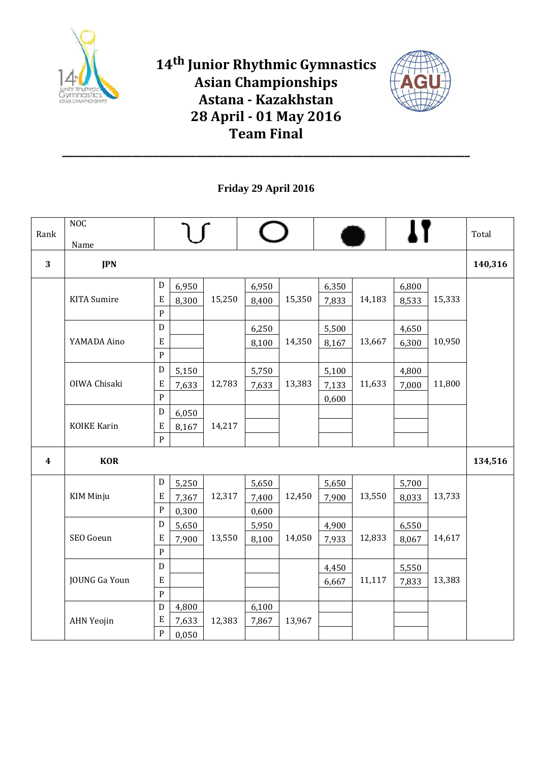# 14th Junior Rhythmic Gymnastics Asian Championships
## Astana - Kazakhstan
## 28 April - 01 May 2016
## Team Final

**Friday 29 April 2016**

| Rank | NOC / Name | | Hoop | | Ball | | Clubs | | Ribbon | | Total |
|---|---|---|---|---|---|---|---|---|---|---|---|
| **3** | **JPN** | | | | | | | | | | **140,316** |
| | KITA Sumire | D | 6,950 | 15,250 | 6,950 | 15,350 | 6,350 | 14,183 | 6,800 | 15,333 | |
| | | E | 8,300 | | 8,400 | | 7,833 | | 8,533 | | |
| | | P | | | | | | | | | |
| | YAMADA Aino | D | | | 6,250 | 14,350 | 5,500 | 13,667 | 4,650 | 10,950 | |
| | | E | | | 8,100 | | 8,167 | | 6,300 | | |
| | | P | | | | | | | | | |
| | OIWA Chisaki | D | 5,150 | 12,783 | 5,750 | 13,383 | 5,100 | 11,633 | 4,800 | 11,800 | |
| | | E | 7,633 | | 7,633 | | 7,133 | | 7,000 | | |
| | | P | | | | | 0,600 | | | | |
| | KOIKE Karin | D | 6,050 | 14,217 | | | | | | | |
| | | E | 8,167 | | | | | | | | |
| | | P | | | | | | | | | |
| **4** | **KOR** | | | | | | | | | | **134,516** |
| | KIM Minju | D | 5,250 | 12,317 | 5,650 | 12,450 | 5,650 | 13,550 | 5,700 | 13,733 | |
| | | E | 7,367 | | 7,400 | | 7,900 | | 8,033 | | |
| | | P | 0,300 | | 0,600 | | | | | | |
| | SEO Goeun | D | 5,650 | 13,550 | 5,950 | 14,050 | 4,900 | 12,833 | 6,550 | 14,617 | |
| | | E | 7,900 | | 8,100 | | 7,933 | | 8,067 | | |
| | | P | | | | | | | | | |
| | JOUNG Ga Youn | D | | | | | 4,450 | 11,117 | 5,550 | 13,383 | |
| | | E | | | | | 6,667 | | 7,833 | | |
| | | P | | | | | | | | | |
| | AHN Yeojin | D | 4,800 | 12,383 | 6,100 | 13,967 | | | | | |
| | | E | 7,633 | | 7,867 | | | | | | |
| | | P | 0,050 | | | | | | | | |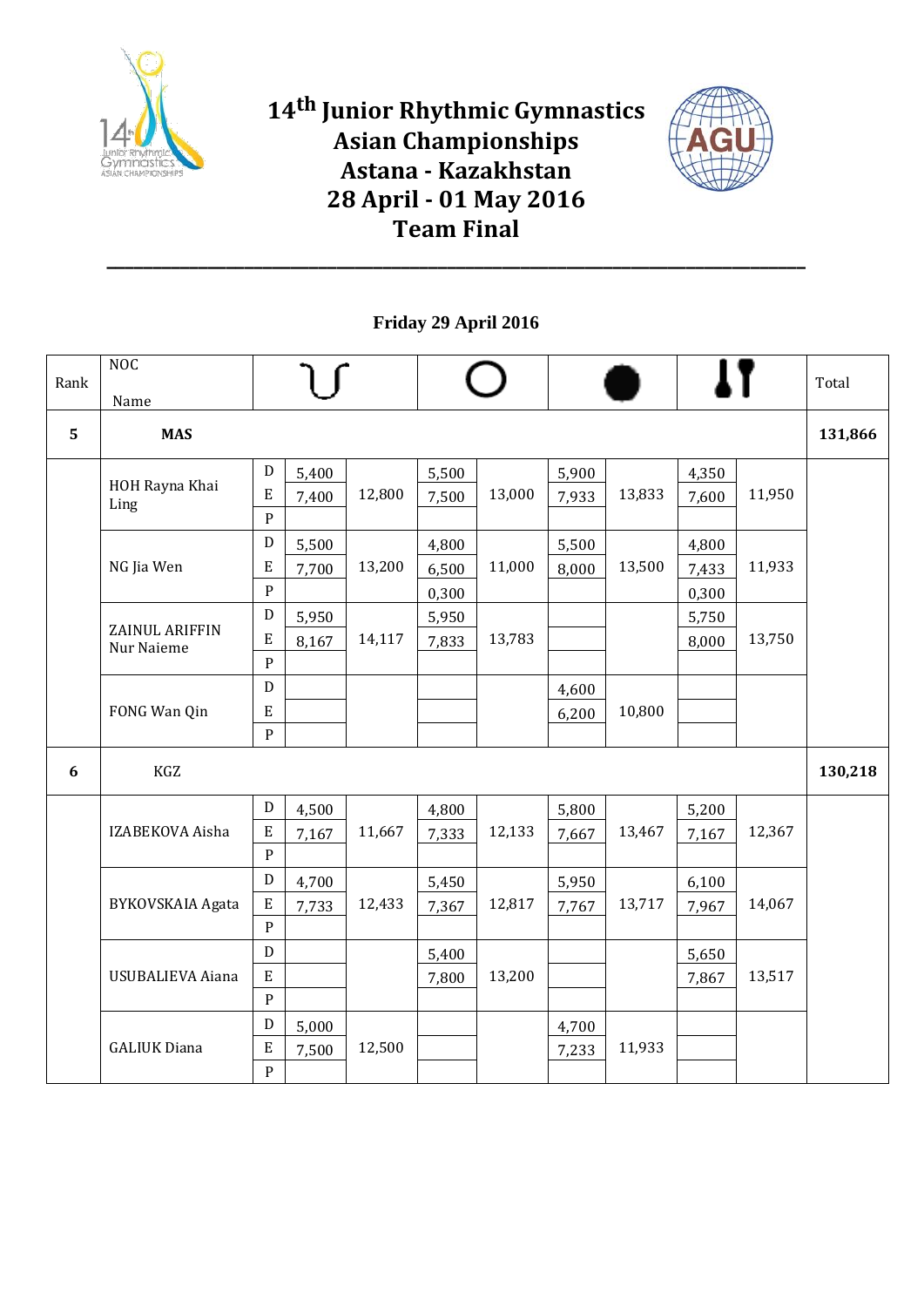# 14th Junior Rhythmic Gymnastics Asian Championships

## Astana - Kazakhstan

## 28 April - 01 May 2016

## Team Final

**Friday 29 April 2016**

| Rank | NOC / Name | | Rope | | Hoop | | Ball | | Clubs | | Total |
|---|---|---|---|---|---|---|---|---|---|---|---|
| **5** | **MAS** | | | | | | | | | | **131,866** |
| | HOH Rayna Khai Ling | D | 5,400 | 12,800 | 5,500 | 13,000 | 5,900 | 13,833 | 4,350 | 11,950 | |
| | | E | 7,400 | | 7,500 | | 7,933 | | 7,600 | | |
| | | P | | | | | | | | | |
| | NG Jia Wen | D | 5,500 | 13,200 | 4,800 | 11,000 | 5,500 | 13,500 | 4,800 | 11,933 | |
| | | E | 7,700 | | 6,500 | | 8,000 | | 7,433 | | |
| | | P | | | 0,300 | | | | 0,300 | | |
| | ZAINUL ARIFFIN Nur Naieme | D | 5,950 | 14,117 | 5,950 | 13,783 | | | 5,750 | 13,750 | |
| | | E | 8,167 | | 7,833 | | | | 8,000 | | |
| | | P | | | | | | | | | |
| | FONG Wan Qin | D | | | | | 4,600 | 10,800 | | | |
| | | E | | | | | 6,200 | | | | |
| | | P | | | | | | | | | |
| **6** | KGZ | | | | | | | | | | **130,218** |
| | IZABEKOVA Aisha | D | 4,500 | 11,667 | 4,800 | 12,133 | 5,800 | 13,467 | 5,200 | 12,367 | |
| | | E | 7,167 | | 7,333 | | 7,667 | | 7,167 | | |
| | | P | | | | | | | | | |
| | BYKOVSKAIA Agata | D | 4,700 | 12,433 | 5,450 | 12,817 | 5,950 | 13,717 | 6,100 | 14,067 | |
| | | E | 7,733 | | 7,367 | | 7,767 | | 7,967 | | |
| | | P | | | | | | | | | |
| | USUBALIEVA Aiana | D | | | 5,400 | 13,200 | | | 5,650 | 13,517 | |
| | | E | | | 7,800 | | | | 7,867 | | |
| | | P | | | | | | | | | |
| | GALIUK Diana | D | 5,000 | 12,500 | | | 4,700 | 11,933 | | | |
| | | E | 7,500 | | | | 7,233 | | | | |
| | | P | | | | | | | | | |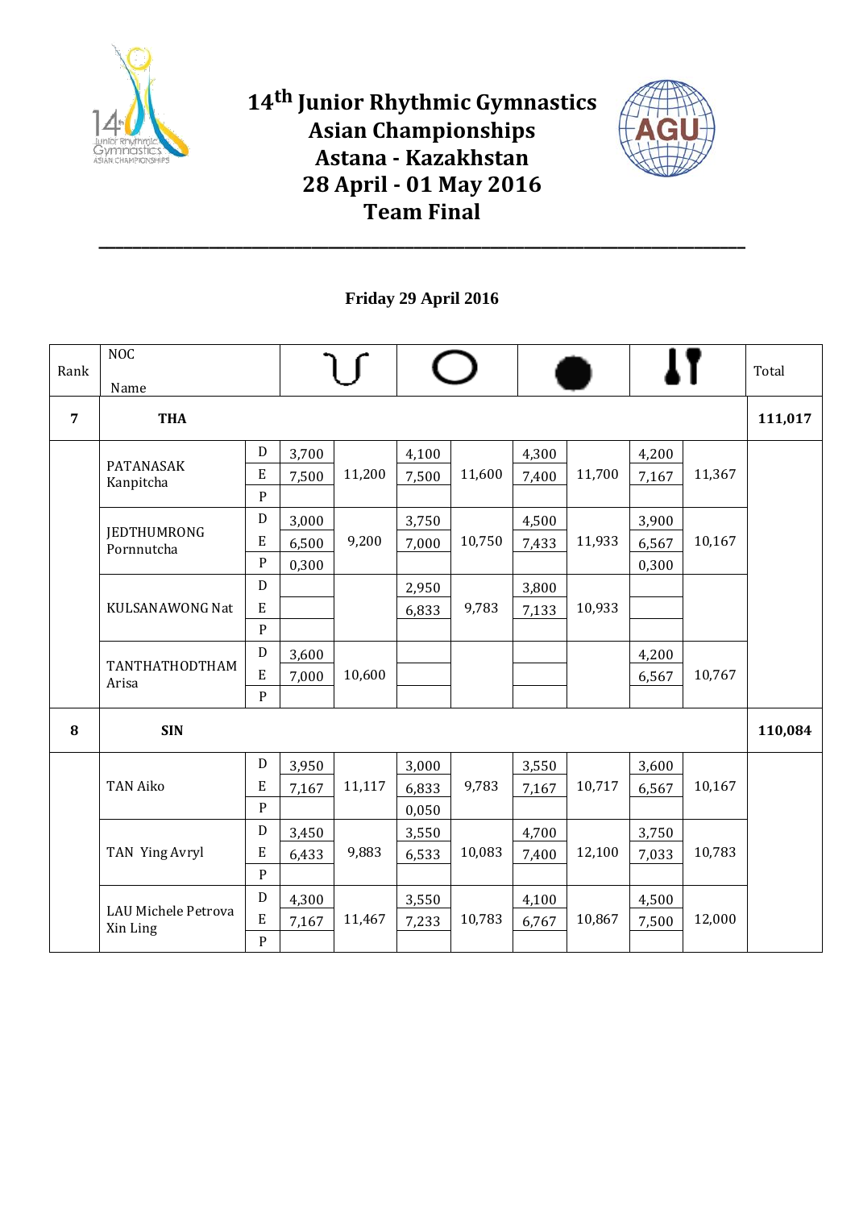# 14th Junior Rhythmic Gymnastics Asian Championships

## Astana - Kazakhstan

## 28 April - 01 May 2016

## Team Final

**Friday 29 April 2016**

| Rank | NOC / Name | | Hoop | | Ball | | Clubs | | Ribbon | | Total |
|---|---|---|---|---|---|---|---|---|---|---|---|
| **7** | **THA** | | | | | | | | | | **111,017** |
| | PATANASAK Kanpitcha | D | 3,700 | 11,200 | 4,100 | 11,600 | 4,300 | 11,700 | 4,200 | 11,367 | |
| | | E | 7,500 | | 7,500 | | 7,400 | | 7,167 | | |
| | | P | | | | | | | | | |
| | JEDTHUMRONG Pornnutcha | D | 3,000 | 9,200 | 3,750 | 10,750 | 4,500 | 11,933 | 3,900 | 10,167 | |
| | | E | 6,500 | | 7,000 | | 7,433 | | 6,567 | | |
| | | P | 0,300 | | | | | | 0,300 | | |
| | KULSANAWONG Nat | D | | | 2,950 | 9,783 | 3,800 | 10,933 | | | |
| | | E | | | 6,833 | | 7,133 | | | | |
| | | P | | | | | | | | | |
| | TANTHATHODTHAM Arisa | D | 3,600 | 10,600 | | | | | 4,200 | 10,767 | |
| | | E | 7,000 | | | | | | 6,567 | | |
| | | P | | | | | | | | | |
| **8** | **SIN** | | | | | | | | | | **110,084** |
| | TAN Aiko | D | 3,950 | 11,117 | 3,000 | 9,783 | 3,550 | 10,717 | 3,600 | 10,167 | |
| | | E | 7,167 | | 6,833 | | 7,167 | | 6,567 | | |
| | | P | | | 0,050 | | | | | | |
| | TAN Ying Avryl | D | 3,450 | 9,883 | 3,550 | 10,083 | 4,700 | 12,100 | 3,750 | 10,783 | |
| | | E | 6,433 | | 6,533 | | 7,400 | | 7,033 | | |
| | | P | | | | | | | | | |
| | LAU Michele Petrova Xin Ling | D | 4,300 | 11,467 | 3,550 | 10,783 | 4,100 | 10,867 | 4,500 | 12,000 | |
| | | E | 7,167 | | 7,233 | | 6,767 | | 7,500 | | |
| | | P | | | | | | | | | |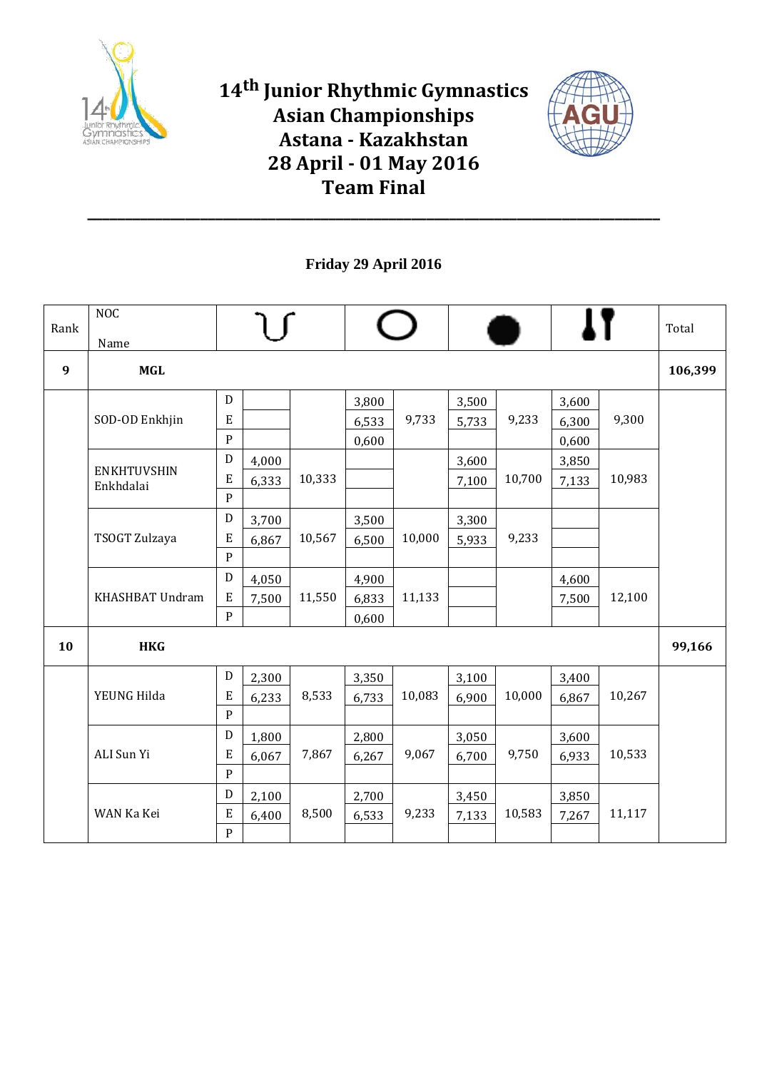# 14th Junior Rhythmic Gymnastics Asian Championships

## Astana - Kazakhstan

## 28 April - 01 May 2016

## Team Final

**Friday 29 April 2016**

| Rank | NOC / Name | | Rope | | Hoop | | Ball | | Clubs | | Total |
|---|---|---|---|---|---|---|---|---|---|---|---|
| **9** | **MGL** | | | | | | | | | | **106,399** |
| | SOD-OD Enkhjin | D | | | 3,800 | 9,733 | 3,500 | 9,233 | 3,600 | 9,300 | |
| | | E | | | 6,533 | | 5,733 | | 6,300 | | |
| | | P | | | 0,600 | | | | 0,600 | | |
| | ENKHTUVSHIN Enkhdalai | D | 4,000 | 10,333 | | | 3,600 | 10,700 | 3,850 | 10,983 | |
| | | E | 6,333 | | | | 7,100 | | 7,133 | | |
| | | P | | | | | | | | | |
| | TSOGT Zulzaya | D | 3,700 | 10,567 | 3,500 | 10,000 | 3,300 | 9,233 | | | |
| | | E | 6,867 | | 6,500 | | 5,933 | | | | |
| | | P | | | | | | | | | |
| | KHASHBAT Undram | D | 4,050 | 11,550 | 4,900 | 11,133 | | | 4,600 | 12,100 | |
| | | E | 7,500 | | 6,833 | | | | 7,500 | | |
| | | P | | | 0,600 | | | | | | |
| **10** | **HKG** | | | | | | | | | | **99,166** |
| | YEUNG Hilda | D | 2,300 | 8,533 | 3,350 | 10,083 | 3,100 | 10,000 | 3,400 | 10,267 | |
| | | E | 6,233 | | 6,733 | | 6,900 | | 6,867 | | |
| | | P | | | | | | | | | |
| | ALI Sun Yi | D | 1,800 | 7,867 | 2,800 | 9,067 | 3,050 | 9,750 | 3,600 | 10,533 | |
| | | E | 6,067 | | 6,267 | | 6,700 | | 6,933 | | |
| | | P | | | | | | | | | |
| | WAN Ka Kei | D | 2,100 | 8,500 | 2,700 | 9,233 | 3,450 | 10,583 | 3,850 | 11,117 | |
| | | E | 6,400 | | 6,533 | | 7,133 | | 7,267 | | |
| | | P | | | | | | | | | |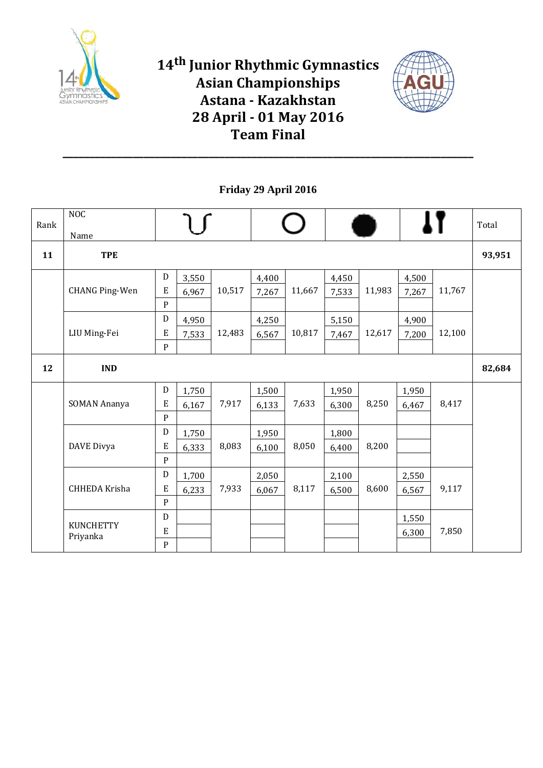# 14th Junior Rhythmic Gymnastics Asian Championships
## Astana - Kazakhstan
## 28 April - 01 May 2016
## Team Final

**Friday 29 April 2016**

| Rank | NOC / Name | | Rope | | Hoop | | Ball | | Clubs | | Total |
|---|---|---|---|---|---|---|---|---|---|---|---|
| **11** | **TPE** | | | | | | | | | | **93,951** |
| | CHANG Ping-Wen | D | 3,550 | 10,517 | 4,400 | 11,667 | 4,450 | 11,983 | 4,500 | 11,767 | |
| | | E | 6,967 | | 7,267 | | 7,533 | | 7,267 | | |
| | | P | | | | | | | | | |
| | LIU Ming-Fei | D | 4,950 | 12,483 | 4,250 | 10,817 | 5,150 | 12,617 | 4,900 | 12,100 | |
| | | E | 7,533 | | 6,567 | | 7,467 | | 7,200 | | |
| | | P | | | | | | | | | |
| **12** | **IND** | | | | | | | | | | **82,684** |
| | SOMAN Ananya | D | 1,750 | 7,917 | 1,500 | 7,633 | 1,950 | 8,250 | 1,950 | 8,417 | |
| | | E | 6,167 | | 6,133 | | 6,300 | | 6,467 | | |
| | | P | | | | | | | | | |
| | DAVE Divya | D | 1,750 | 8,083 | 1,950 | 8,050 | 1,800 | 8,200 | | | |
| | | E | 6,333 | | 6,100 | | 6,400 | | | | |
| | | P | | | | | | | | | |
| | CHHEDA Krisha | D | 1,700 | 7,933 | 2,050 | 8,117 | 2,100 | 8,600 | 2,550 | 9,117 | |
| | | E | 6,233 | | 6,067 | | 6,500 | | 6,567 | | |
| | | P | | | | | | | | | |
| | KUNCHETTY Priyanka | D | | | | | | | 1,550 | 7,850 | |
| | | E | | | | | | | 6,300 | | |
| | | P | | | | | | | | | |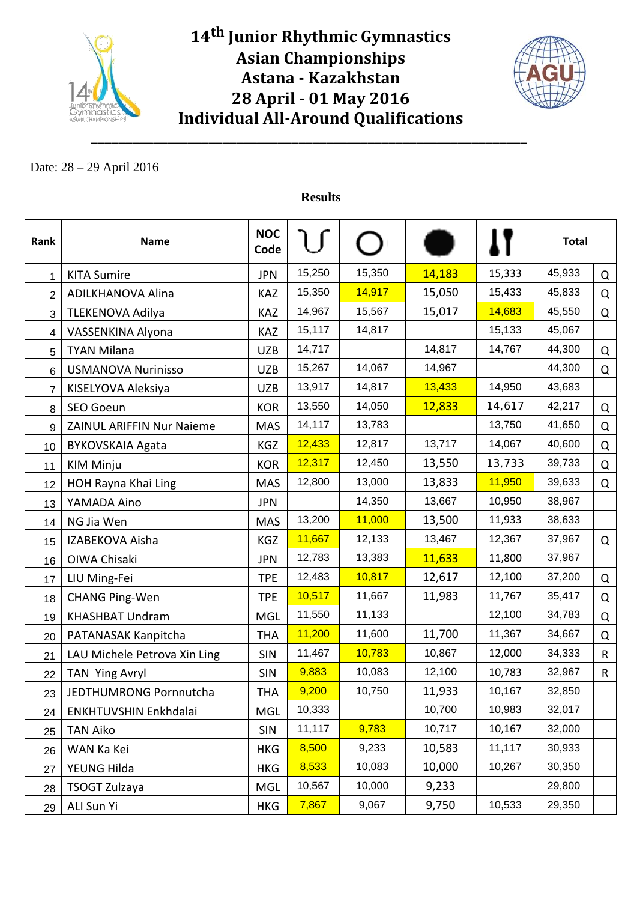# 14th Junior Rhythmic Gymnastics Asian Championships
## Astana - Kazakhstan
## 28 April - 01 May 2016
## Individual All-Around Qualifications

Date: 28 – 29 April 2016

**Results**

| Rank | Name | NOC Code | Hoop | Ball | Clubs | Ribbon | Total | |
|---|---|---|---|---|---|---|---|---|
| 1 | KITA Sumire | JPN | 15,250 | 15,350 | 14,183 | 15,333 | 45,933 | Q |
| 2 | ADILKHANOVA Alina | KAZ | 15,350 | 14,917 | 15,050 | 15,433 | 45,833 | Q |
| 3 | TLEKENOVA Adilya | KAZ | 14,967 | 15,567 | 15,017 | 14,683 | 45,550 | Q |
| 4 | VASSENKINA Alyona | KAZ | 15,117 | 14,817 | | 15,133 | 45,067 | |
| 5 | TYAN Milana | UZB | 14,717 | | 14,817 | 14,767 | 44,300 | Q |
| 6 | USMANOVA Nurinisso | UZB | 15,267 | 14,067 | 14,967 | | 44,300 | Q |
| 7 | KISELYOVA Aleksiya | UZB | 13,917 | 14,817 | 13,433 | 14,950 | 43,683 | |
| 8 | SEO Goeun | KOR | 13,550 | 14,050 | 12,833 | 14,617 | 42,217 | Q |
| 9 | ZAINUL ARIFFIN Nur Naieme | MAS | 14,117 | 13,783 | | 13,750 | 41,650 | Q |
| 10 | BYKOVSKAIA Agata | KGZ | 12,433 | 12,817 | 13,717 | 14,067 | 40,600 | Q |
| 11 | KIM Minju | KOR | 12,317 | 12,450 | 13,550 | 13,733 | 39,733 | Q |
| 12 | HOH Rayna Khai Ling | MAS | 12,800 | 13,000 | 13,833 | 11,950 | 39,633 | Q |
| 13 | YAMADA Aino | JPN | | 14,350 | 13,667 | 10,950 | 38,967 | |
| 14 | NG Jia Wen | MAS | 13,200 | 11,000 | 13,500 | 11,933 | 38,633 | |
| 15 | IZABEKOVA Aisha | KGZ | 11,667 | 12,133 | 13,467 | 12,367 | 37,967 | Q |
| 16 | OIWA Chisaki | JPN | 12,783 | 13,383 | 11,633 | 11,800 | 37,967 | |
| 17 | LIU Ming-Fei | TPE | 12,483 | 10,817 | 12,617 | 12,100 | 37,200 | Q |
| 18 | CHANG Ping-Wen | TPE | 10,517 | 11,667 | 11,983 | 11,767 | 35,417 | Q |
| 19 | KHASHBAT Undram | MGL | 11,550 | 11,133 | | 12,100 | 34,783 | Q |
| 20 | PATANASAK Kanpitcha | THA | 11,200 | 11,600 | 11,700 | 11,367 | 34,667 | Q |
| 21 | LAU Michele Petrova Xin Ling | SIN | 11,467 | 10,783 | 10,867 | 12,000 | 34,333 | R |
| 22 | TAN Ying Avryl | SIN | 9,883 | 10,083 | 12,100 | 10,783 | 32,967 | R |
| 23 | JEDTHUMRONG Pornnutcha | THA | 9,200 | 10,750 | 11,933 | 10,167 | 32,850 | |
| 24 | ENKHTUVSHIN Enkhdalai | MGL | 10,333 | | 10,700 | 10,983 | 32,017 | |
| 25 | TAN Aiko | SIN | 11,117 | 9,783 | 10,717 | 10,167 | 32,000 | |
| 26 | WAN Ka Kei | HKG | 8,500 | 9,233 | 10,583 | 11,117 | 30,933 | |
| 27 | YEUNG Hilda | HKG | 8,533 | 10,083 | 10,000 | 10,267 | 30,350 | |
| 28 | TSOGT Zulzaya | MGL | 10,567 | 10,000 | 9,233 | | 29,800 | |
| 29 | ALI Sun Yi | HKG | 7,867 | 9,067 | 9,750 | 10,533 | 29,350 | |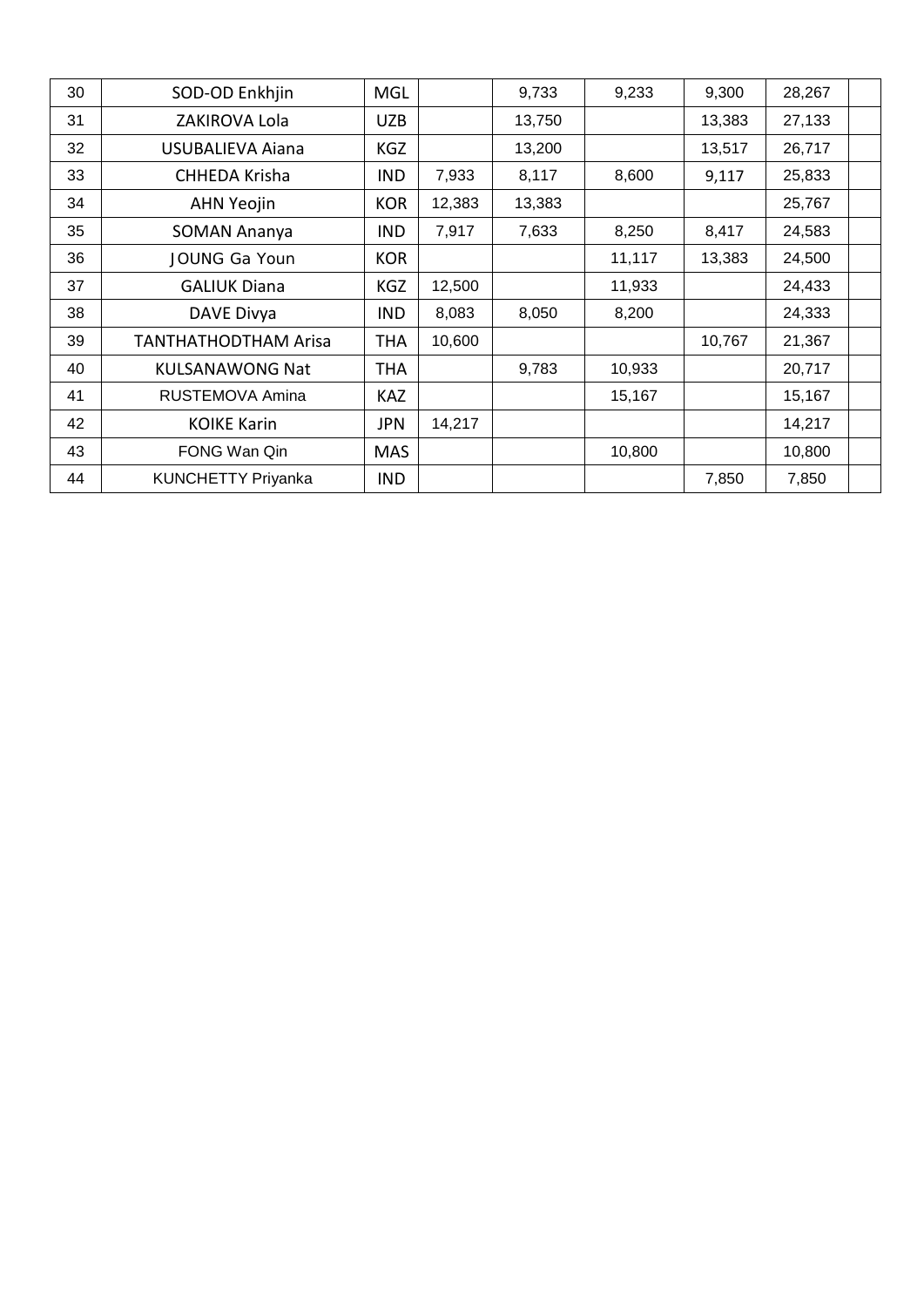| | | | | | | | | |
|---|---|---|---|---|---|---|---|---|
| 30 | SOD-OD Enkhjin | MGL | | 9,733 | 9,233 | 9,300 | 28,267 | |
| 31 | ZAKIROVA Lola | UZB | | 13,750 | | 13,383 | 27,133 | |
| 32 | USUBALIEVA Aiana | KGZ | | 13,200 | | 13,517 | 26,717 | |
| 33 | CHHEDA Krisha | IND | 7,933 | 8,117 | 8,600 | 9,117 | 25,833 | |
| 34 | AHN Yeojin | KOR | 12,383 | 13,383 | | | 25,767 | |
| 35 | SOMAN Ananya | IND | 7,917 | 7,633 | 8,250 | 8,417 | 24,583 | |
| 36 | JOUNG Ga Youn | KOR | | | 11,117 | 13,383 | 24,500 | |
| 37 | GALIUK Diana | KGZ | 12,500 | | 11,933 | | 24,433 | |
| 38 | DAVE Divya | IND | 8,083 | 8,050 | 8,200 | | 24,333 | |
| 39 | TANTHATHODTHAM Arisa | THA | 10,600 | | | 10,767 | 21,367 | |
| 40 | KULSANAWONG Nat | THA | | 9,783 | 10,933 | | 20,717 | |
| 41 | RUSTEMOVA Amina | KAZ | | | 15,167 | | 15,167 | |
| 42 | KOIKE Karin | JPN | 14,217 | | | | 14,217 | |
| 43 | FONG Wan Qin | MAS | | | 10,800 | | 10,800 | |
| 44 | KUNCHETTY Priyanka | IND | | | | 7,850 | 7,850 | |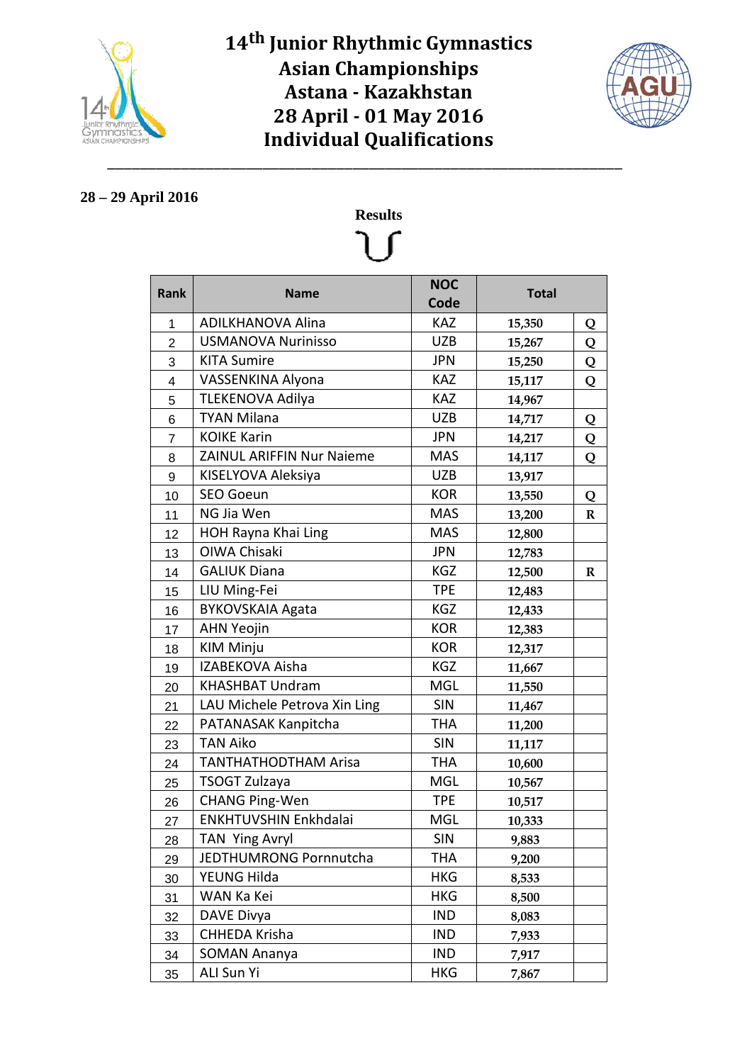# 14th Junior Rhythmic Gymnastics Asian Championships
# Astana - Kazakhstan
# 28 April - 01 May 2016
# Individual Qualifications

**28 – 29 April 2016**

**Results**

| Rank | Name | NOC Code | Total | |
|---|---|---|---|---|
| 1 | ADILKHANOVA Alina | KAZ | 15,350 | Q |
| 2 | USMANOVA Nurinisso | UZB | 15,267 | Q |
| 3 | KITA Sumire | JPN | 15,250 | Q |
| 4 | VASSENKINA Alyona | KAZ | 15,117 | Q |
| 5 | TLEKENOVA Adilya | KAZ | 14,967 | |
| 6 | TYAN Milana | UZB | 14,717 | Q |
| 7 | KOIKE Karin | JPN | 14,217 | Q |
| 8 | ZAINUL ARIFFIN Nur Naieme | MAS | 14,117 | Q |
| 9 | KISELYOVA Aleksiya | UZB | 13,917 | |
| 10 | SEO Goeun | KOR | 13,550 | Q |
| 11 | NG Jia Wen | MAS | 13,200 | R |
| 12 | HOH Rayna Khai Ling | MAS | 12,800 | |
| 13 | OIWA Chisaki | JPN | 12,783 | |
| 14 | GALIUK Diana | KGZ | 12,500 | R |
| 15 | LIU Ming-Fei | TPE | 12,483 | |
| 16 | BYKOVSKAIA Agata | KGZ | 12,433 | |
| 17 | AHN Yeojin | KOR | 12,383 | |
| 18 | KIM Minju | KOR | 12,317 | |
| 19 | IZABEKOVA Aisha | KGZ | 11,667 | |
| 20 | KHASHBAT Undram | MGL | 11,550 | |
| 21 | LAU Michele Petrova Xin Ling | SIN | 11,467 | |
| 22 | PATANASAK Kanpitcha | THA | 11,200 | |
| 23 | TAN Aiko | SIN | 11,117 | |
| 24 | TANTHATHODTHAM Arisa | THA | 10,600 | |
| 25 | TSOGT Zulzaya | MGL | 10,567 | |
| 26 | CHANG Ping-Wen | TPE | 10,517 | |
| 27 | ENKHTUVSHIN Enkhdalai | MGL | 10,333 | |
| 28 | TAN Ying Avryl | SIN | 9,883 | |
| 29 | JEDTHUMRONG Pornnutcha | THA | 9,200 | |
| 30 | YEUNG Hilda | HKG | 8,533 | |
| 31 | WAN Ka Kei | HKG | 8,500 | |
| 32 | DAVE Divya | IND | 8,083 | |
| 33 | CHHEDA Krisha | IND | 7,933 | |
| 34 | SOMAN Ananya | IND | 7,917 | |
| 35 | ALI Sun Yi | HKG | 7,867 | |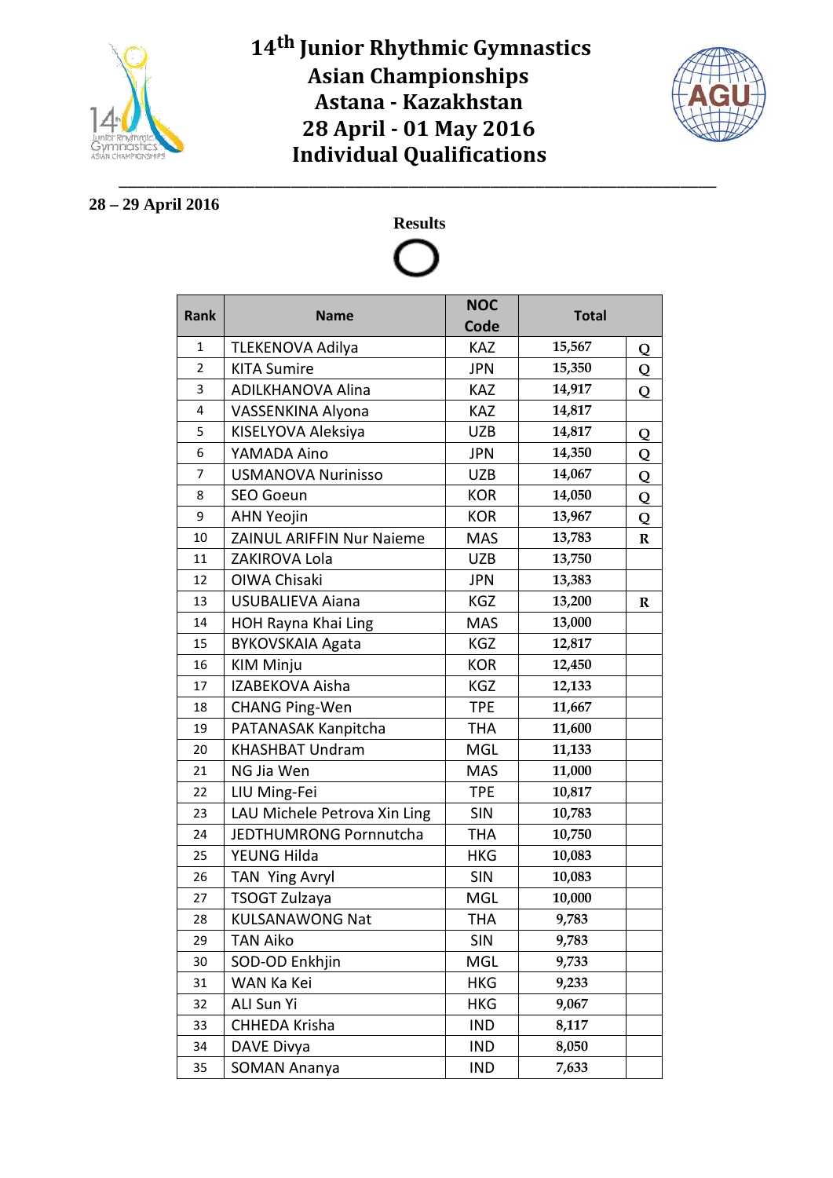# 14th Junior Rhythmic Gymnastics Asian Championships
# Astana - Kazakhstan
# 28 April - 01 May 2016
# Individual Qualifications

**28 – 29 April 2016**

**Results**

**O**

| Rank | Name | NOC Code | Total | |
|---|---|---|---|---|
| 1 | TLEKENOVA Adilya | KAZ | 15,567 | Q |
| 2 | KITA Sumire | JPN | 15,350 | Q |
| 3 | ADILKHANOVA Alina | KAZ | 14,917 | Q |
| 4 | VASSENKINA Alyona | KAZ | 14,817 | |
| 5 | KISELYOVA Aleksiya | UZB | 14,817 | Q |
| 6 | YAMADA Aino | JPN | 14,350 | Q |
| 7 | USMANOVA Nurinisso | UZB | 14,067 | Q |
| 8 | SEO Goeun | KOR | 14,050 | Q |
| 9 | AHN Yeojin | KOR | 13,967 | Q |
| 10 | ZAINUL ARIFFIN Nur Naieme | MAS | 13,783 | R |
| 11 | ZAKIROVA Lola | UZB | 13,750 | |
| 12 | OIWA Chisaki | JPN | 13,383 | |
| 13 | USUBALIEVA Aiana | KGZ | 13,200 | R |
| 14 | HOH Rayna Khai Ling | MAS | 13,000 | |
| 15 | BYKOVSKAIA Agata | KGZ | 12,817 | |
| 16 | KIM Minju | KOR | 12,450 | |
| 17 | IZABEKOVA Aisha | KGZ | 12,133 | |
| 18 | CHANG Ping-Wen | TPE | 11,667 | |
| 19 | PATANASAK Kanpitcha | THA | 11,600 | |
| 20 | KHASHBAT Undram | MGL | 11,133 | |
| 21 | NG Jia Wen | MAS | 11,000 | |
| 22 | LIU Ming-Fei | TPE | 10,817 | |
| 23 | LAU Michele Petrova Xin Ling | SIN | 10,783 | |
| 24 | JEDTHUMRONG Pornnutcha | THA | 10,750 | |
| 25 | YEUNG Hilda | HKG | 10,083 | |
| 26 | TAN Ying Avryl | SIN | 10,083 | |
| 27 | TSOGT Zulzaya | MGL | 10,000 | |
| 28 | KULSANAWONG Nat | THA | 9,783 | |
| 29 | TAN Aiko | SIN | 9,783 | |
| 30 | SOD-OD Enkhjin | MGL | 9,733 | |
| 31 | WAN Ka Kei | HKG | 9,233 | |
| 32 | ALI Sun Yi | HKG | 9,067 | |
| 33 | CHHEDA Krisha | IND | 8,117 | |
| 34 | DAVE Divya | IND | 8,050 | |
| 35 | SOMAN Ananya | IND | 7,633 | |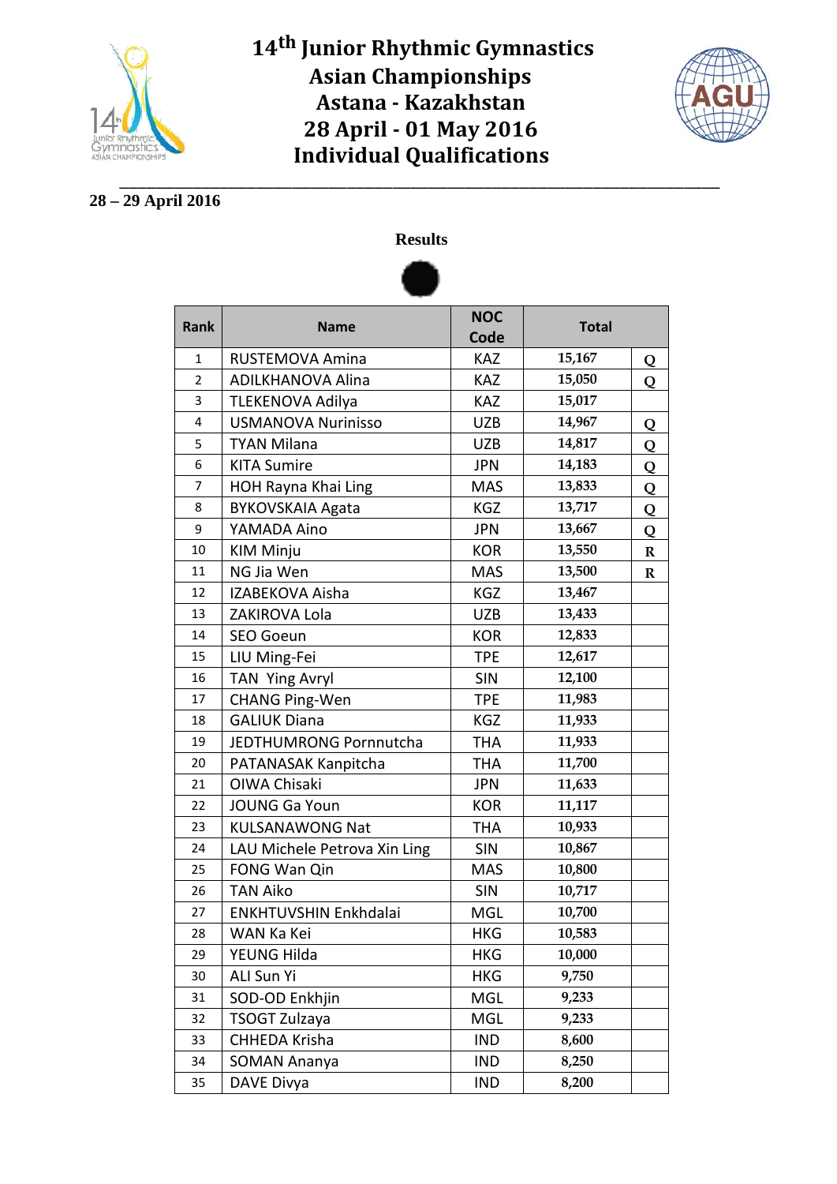# 14th Junior Rhythmic Gymnastics Asian Championships
# Astana - Kazakhstan
# 28 April - 01 May 2016
# Individual Qualifications

**28 – 29 April 2016**

**Results**

●

| Rank | Name | NOC Code | Total | |
|---|---|---|---|---|
| 1 | RUSTEMOVA Amina | KAZ | 15,167 | Q |
| 2 | ADILKHANOVA Alina | KAZ | 15,050 | Q |
| 3 | TLEKENOVA Adilya | KAZ | 15,017 | |
| 4 | USMANOVA Nurinisso | UZB | 14,967 | Q |
| 5 | TYAN Milana | UZB | 14,817 | Q |
| 6 | KITA Sumire | JPN | 14,183 | Q |
| 7 | HOH Rayna Khai Ling | MAS | 13,833 | Q |
| 8 | BYKOVSKAIA Agata | KGZ | 13,717 | Q |
| 9 | YAMADA Aino | JPN | 13,667 | Q |
| 10 | KIM Minju | KOR | 13,550 | R |
| 11 | NG Jia Wen | MAS | 13,500 | R |
| 12 | IZABEKOVA Aisha | KGZ | 13,467 | |
| 13 | ZAKIROVA Lola | UZB | 13,433 | |
| 14 | SEO Goeun | KOR | 12,833 | |
| 15 | LIU Ming-Fei | TPE | 12,617 | |
| 16 | TAN Ying Avryl | SIN | 12,100 | |
| 17 | CHANG Ping-Wen | TPE | 11,983 | |
| 18 | GALIUK Diana | KGZ | 11,933 | |
| 19 | JEDTHUMRONG Pornnutcha | THA | 11,933 | |
| 20 | PATANASAK Kanpitcha | THA | 11,700 | |
| 21 | OIWA Chisaki | JPN | 11,633 | |
| 22 | JOUNG Ga Youn | KOR | 11,117 | |
| 23 | KULSANAWONG Nat | THA | 10,933 | |
| 24 | LAU Michele Petrova Xin Ling | SIN | 10,867 | |
| 25 | FONG Wan Qin | MAS | 10,800 | |
| 26 | TAN Aiko | SIN | 10,717 | |
| 27 | ENKHTUVSHIN Enkhdalai | MGL | 10,700 | |
| 28 | WAN Ka Kei | HKG | 10,583 | |
| 29 | YEUNG Hilda | HKG | 10,000 | |
| 30 | ALI Sun Yi | HKG | 9,750 | |
| 31 | SOD-OD Enkhjin | MGL | 9,233 | |
| 32 | TSOGT Zulzaya | MGL | 9,233 | |
| 33 | CHHEDA Krisha | IND | 8,600 | |
| 34 | SOMAN Ananya | IND | 8,250 | |
| 35 | DAVE Divya | IND | 8,200 | |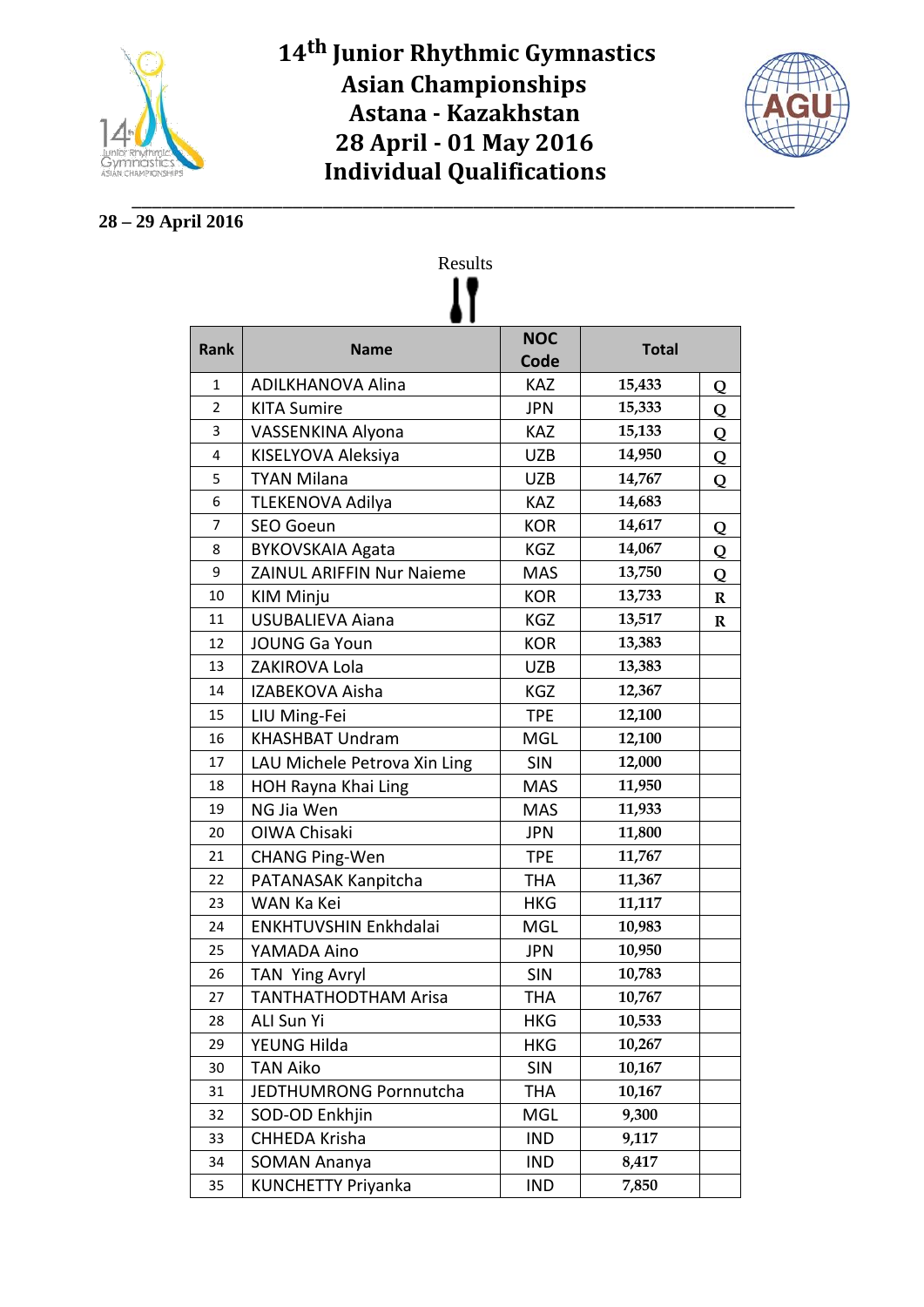# 14th Junior Rhythmic Gymnastics Asian Championships
# Astana - Kazakhstan
# 28 April - 01 May 2016
# Individual Qualifications

**28 – 29 April 2016**

Results

| Rank | Name | NOC Code | Total | |
|---|---|---|---|---|
| 1 | ADILKHANOVA Alina | KAZ | 15,433 | Q |
| 2 | KITA Sumire | JPN | 15,333 | Q |
| 3 | VASSENKINA Alyona | KAZ | 15,133 | Q |
| 4 | KISELYOVA Aleksiya | UZB | 14,950 | Q |
| 5 | TYAN Milana | UZB | 14,767 | Q |
| 6 | TLEKENOVA Adilya | KAZ | 14,683 | |
| 7 | SEO Goeun | KOR | 14,617 | Q |
| 8 | BYKOVSKAIA Agata | KGZ | 14,067 | Q |
| 9 | ZAINUL ARIFFIN Nur Naieme | MAS | 13,750 | Q |
| 10 | KIM Minju | KOR | 13,733 | R |
| 11 | USUBALIEVA Aiana | KGZ | 13,517 | R |
| 12 | JOUNG Ga Youn | KOR | 13,383 | |
| 13 | ZAKIROVA Lola | UZB | 13,383 | |
| 14 | IZABEKOVA Aisha | KGZ | 12,367 | |
| 15 | LIU Ming-Fei | TPE | 12,100 | |
| 16 | KHASHBAT Undram | MGL | 12,100 | |
| 17 | LAU Michele Petrova Xin Ling | SIN | 12,000 | |
| 18 | HOH Rayna Khai Ling | MAS | 11,950 | |
| 19 | NG Jia Wen | MAS | 11,933 | |
| 20 | OIWA Chisaki | JPN | 11,800 | |
| 21 | CHANG Ping-Wen | TPE | 11,767 | |
| 22 | PATANASAK Kanpitcha | THA | 11,367 | |
| 23 | WAN Ka Kei | HKG | 11,117 | |
| 24 | ENKHTUVSHIN Enkhdalai | MGL | 10,983 | |
| 25 | YAMADA Aino | JPN | 10,950 | |
| 26 | TAN Ying Avryl | SIN | 10,783 | |
| 27 | TANTHATHODTHAM Arisa | THA | 10,767 | |
| 28 | ALI Sun Yi | HKG | 10,533 | |
| 29 | YEUNG Hilda | HKG | 10,267 | |
| 30 | TAN Aiko | SIN | 10,167 | |
| 31 | JEDTHUMRONG Pornnutcha | THA | 10,167 | |
| 32 | SOD-OD Enkhjin | MGL | 9,300 | |
| 33 | CHHEDA Krisha | IND | 9,117 | |
| 34 | SOMAN Ananya | IND | 8,417 | |
| 35 | KUNCHETTY Priyanka | IND | 7,850 | |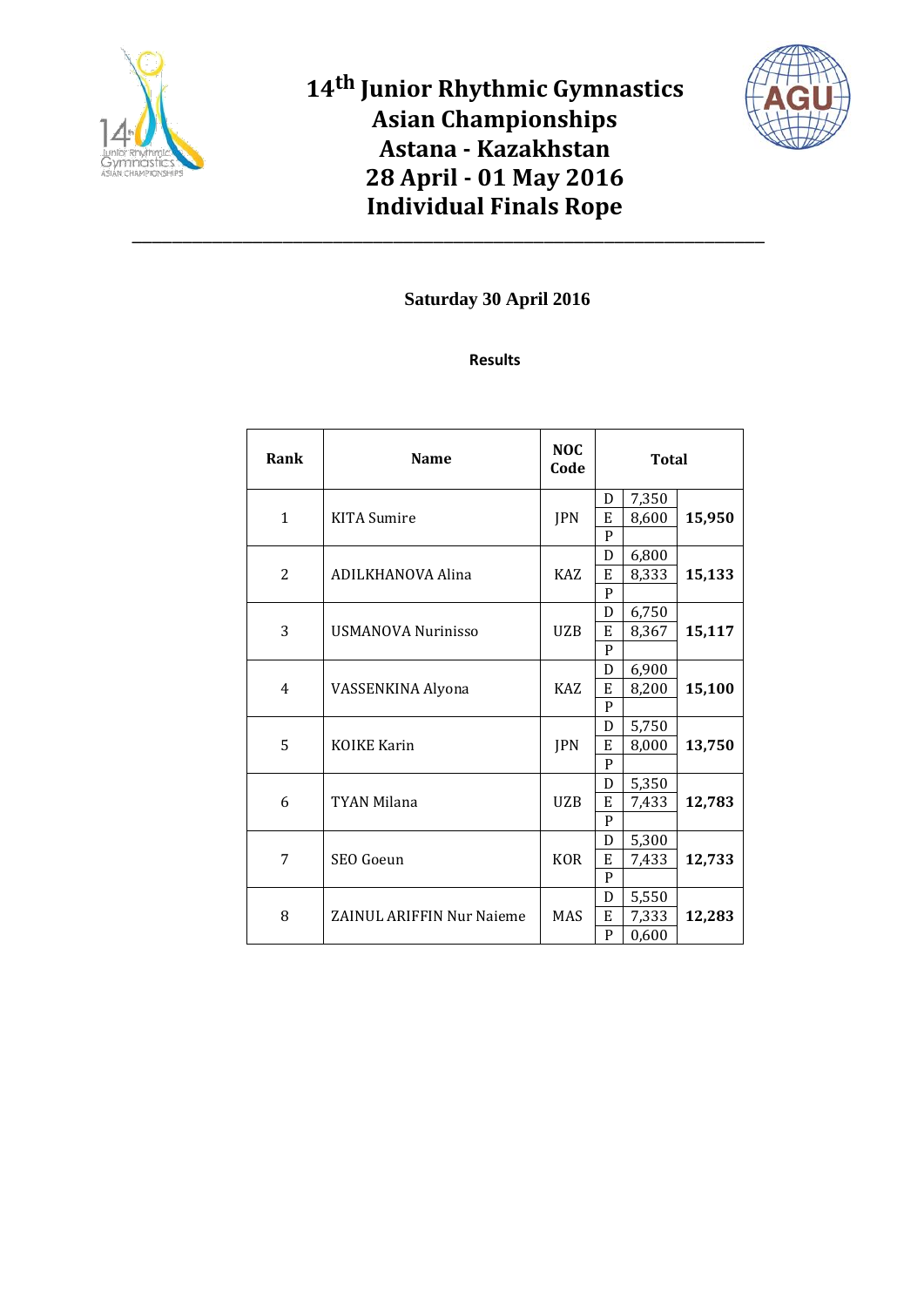# 14th Junior Rhythmic Gymnastics Asian Championships
# Astana - Kazakhstan
# 28 April - 01 May 2016
# Individual Finals Rope

---

**Saturday 30 April 2016**

**Results**

| Rank | Name | NOC Code | | Total | |
|---|---|---|---|---|---|
| 1 | KITA Sumire | JPN | D | 7,350 | **15,950** |
| | | | E | 8,600 | |
| | | | P | | |
| 2 | ADILKHANOVA Alina | KAZ | D | 6,800 | **15,133** |
| | | | E | 8,333 | |
| | | | P | | |
| 3 | USMANOVA Nurinisso | UZB | D | 6,750 | **15,117** |
| | | | E | 8,367 | |
| | | | P | | |
| 4 | VASSENKINA Alyona | KAZ | D | 6,900 | **15,100** |
| | | | E | 8,200 | |
| | | | P | | |
| 5 | KOIKE Karin | JPN | D | 5,750 | **13,750** |
| | | | E | 8,000 | |
| | | | P | | |
| 6 | TYAN Milana | UZB | D | 5,350 | **12,783** |
| | | | E | 7,433 | |
| | | | P | | |
| 7 | SEO Goeun | KOR | D | 5,300 | **12,733** |
| | | | E | 7,433 | |
| | | | P | | |
| 8 | ZAINUL ARIFFIN Nur Naieme | MAS | D | 5,550 | **12,283** |
| | | | E | 7,333 | |
| | | | P | 0,600 | |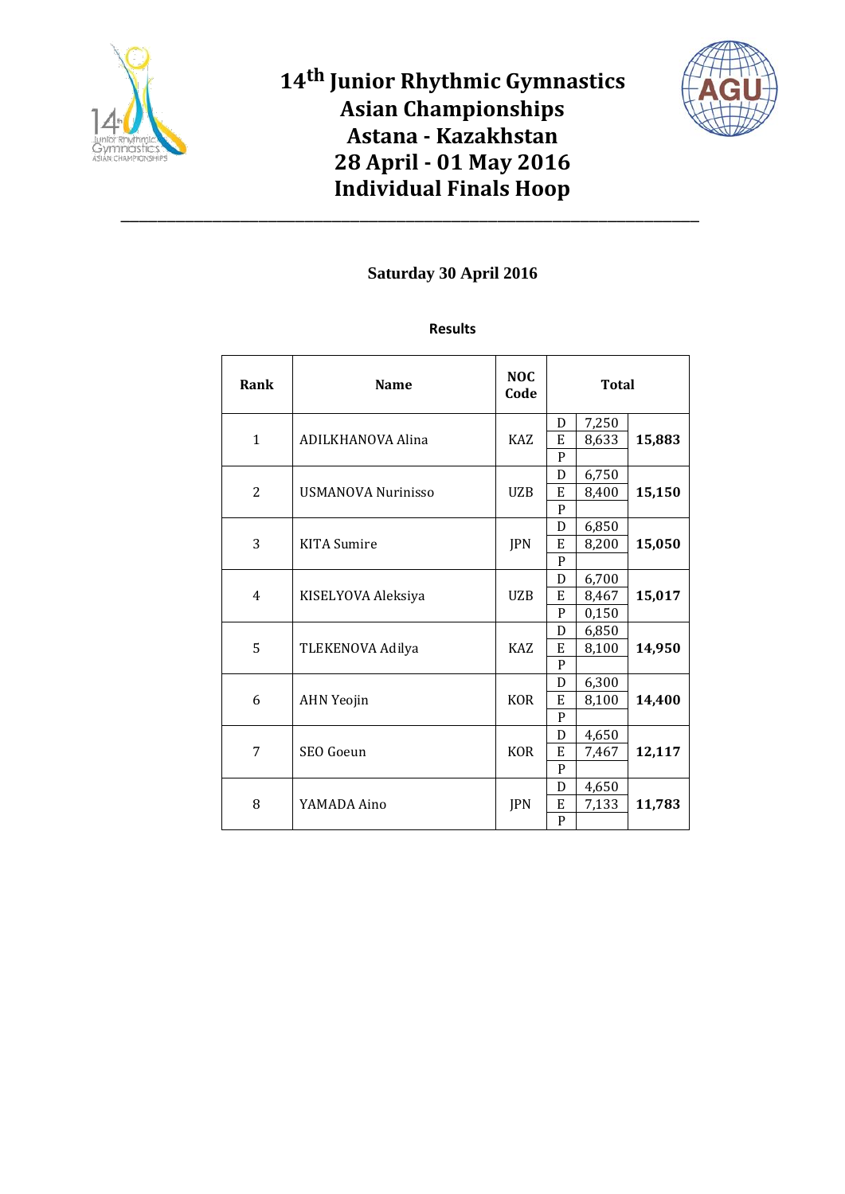# 14th Junior Rhythmic Gymnastics Asian Championships
# Astana - Kazakhstan
# 28 April - 01 May 2016
# Individual Finals Hoop

---

**Saturday 30 April 2016**

**Results**

| Rank | Name | NOC Code | Total | | |
|---|---|---|---|---|---|
| 1 | ADILKHANOVA Alina | KAZ | D | 7,250 | **15,883** |
| | | | E | 8,633 | |
| | | | P | | |
| 2 | USMANOVA Nurinisso | UZB | D | 6,750 | **15,150** |
| | | | E | 8,400 | |
| | | | P | | |
| 3 | KITA Sumire | JPN | D | 6,850 | **15,050** |
| | | | E | 8,200 | |
| | | | P | | |
| 4 | KISELYOVA Aleksiya | UZB | D | 6,700 | **15,017** |
| | | | E | 8,467 | |
| | | | P | 0,150 | |
| 5 | TLEKENOVA Adilya | KAZ | D | 6,850 | **14,950** |
| | | | E | 8,100 | |
| | | | P | | |
| 6 | AHN Yeojin | KOR | D | 6,300 | **14,400** |
| | | | E | 8,100 | |
| | | | P | | |
| 7 | SEO Goeun | KOR | D | 4,650 | **12,117** |
| | | | E | 7,467 | |
| | | | P | | |
| 8 | YAMADA Aino | JPN | D | 4,650 | **11,783** |
| | | | E | 7,133 | |
| | | | P | | |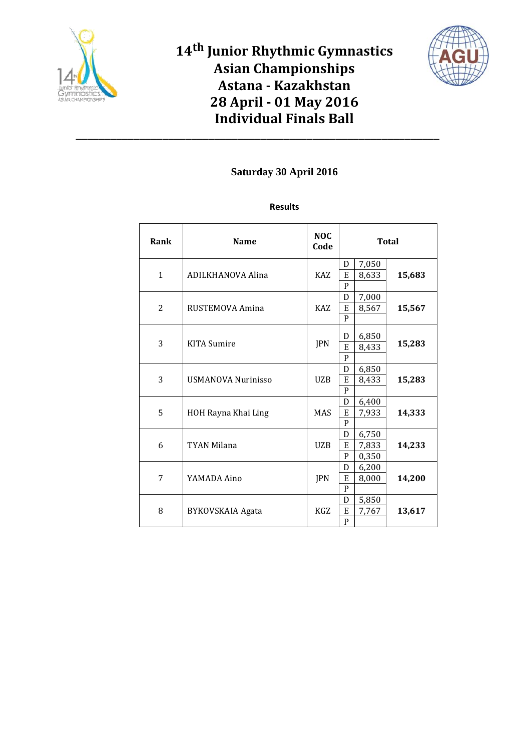# 14th Junior Rhythmic Gymnastics Asian Championships
# Astana - Kazakhstan
# 28 April - 01 May 2016
# Individual Finals Ball

**Saturday 30 April 2016**

**Results**

| Rank | Name | NOC Code | | Total | |
|---|---|---|---|---|---|
| 1 | ADILKHANOVA Alina | KAZ | D | 7,050 | **15,683** |
| | | | E | 8,633 | |
| | | | P | | |
| 2 | RUSTEMOVA Amina | KAZ | D | 7,000 | **15,567** |
| | | | E | 8,567 | |
| | | | P | | |
| 3 | KITA Sumire | JPN | D | 6,850 | **15,283** |
| | | | E | 8,433 | |
| | | | P | | |
| 3 | USMANOVA Nurinisso | UZB | D | 6,850 | **15,283** |
| | | | E | 8,433 | |
| | | | P | | |
| 5 | HOH Rayna Khai Ling | MAS | D | 6,400 | **14,333** |
| | | | E | 7,933 | |
| | | | P | | |
| 6 | TYAN Milana | UZB | D | 6,750 | **14,233** |
| | | | E | 7,833 | |
| | | | P | 0,350 | |
| 7 | YAMADA Aino | JPN | D | 6,200 | **14,200** |
| | | | E | 8,000 | |
| | | | P | | |
| 8 | BYKOVSKAIA Agata | KGZ | D | 5,850 | **13,617** |
| | | | E | 7,767 | |
| | | | P | | |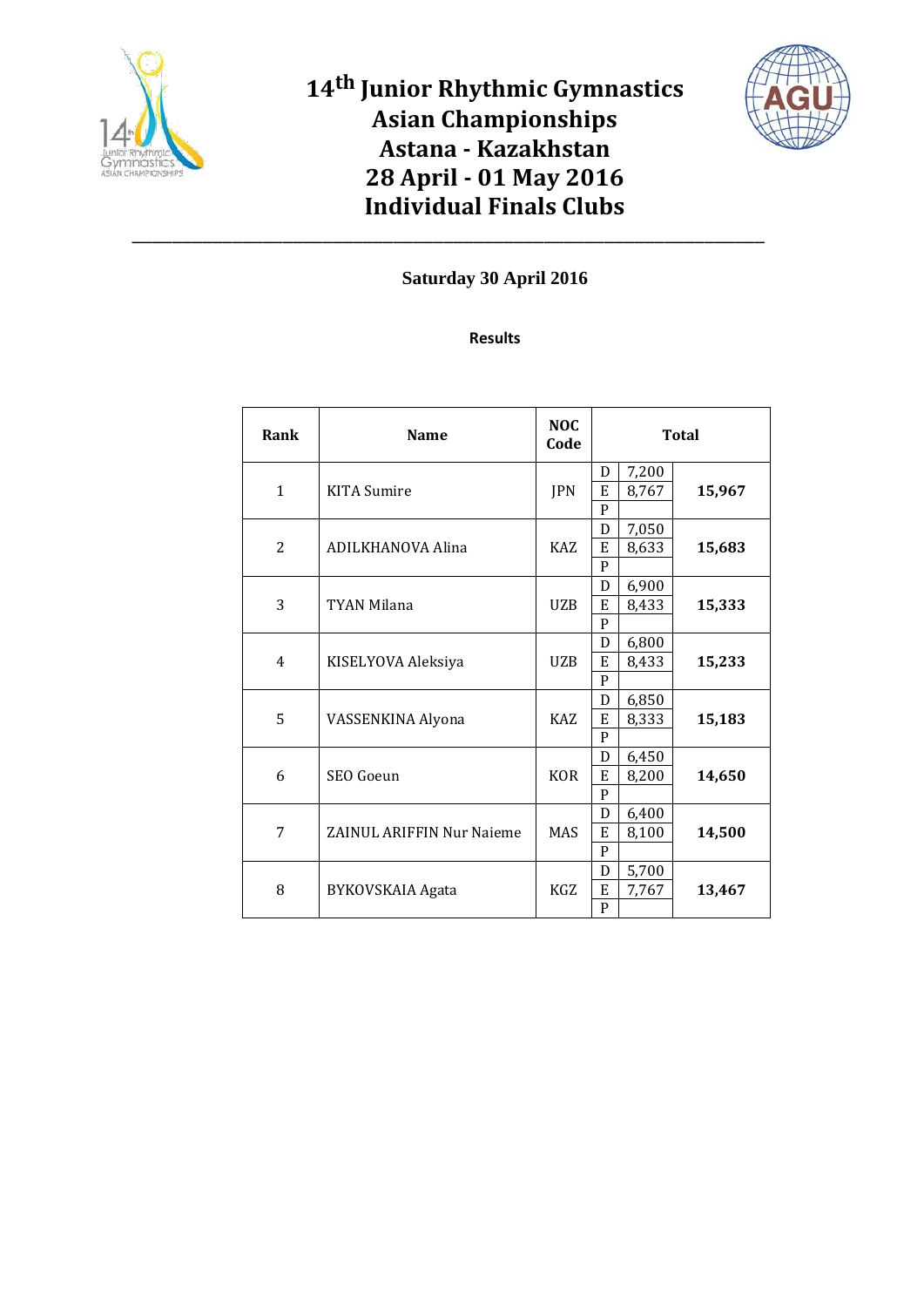# 14th Junior Rhythmic Gymnastics Asian Championships
# Astana - Kakhstan
# 28 April - 01 May 2016
# Individual Finals Clubs

**Saturday 30 April 2016**

**Results**

| Rank | Name | NOC Code | | | Total |
|---|---|---|---|---|---|
| 1 | KITA Sumire | JPN | D | 7,200 | **15,967** |
| | | | E | 8,767 | |
| | | | P | | |
| 2 | ADILKHANOVA Alina | KAZ | D | 7,050 | **15,683** |
| | | | E | 8,633 | |
| | | | P | | |
| 3 | TYAN Milana | UZB | D | 6,900 | **15,333** |
| | | | E | 8,433 | |
| | | | P | | |
| 4 | KISELYOVA Aleksiya | UZB | D | 6,800 | **15,233** |
| | | | E | 8,433 | |
| | | | P | | |
| 5 | VASSENKINA Alyona | KAZ | D | 6,850 | **15,183** |
| | | | E | 8,333 | |
| | | | P | | |
| 6 | SEO Goeun | KOR | D | 6,450 | **14,650** |
| | | | E | 8,200 | |
| | | | P | | |
| 7 | ZAINUL ARIFFIN Nur Naieme | MAS | D | 6,400 | **14,500** |
| | | | E | 8,100 | |
| | | | P | | |
| 8 | BYKOVSKAIA Agata | KGZ | D | 5,700 | **13,467** |
| | | | E | 7,767 | |
| | | | P | | |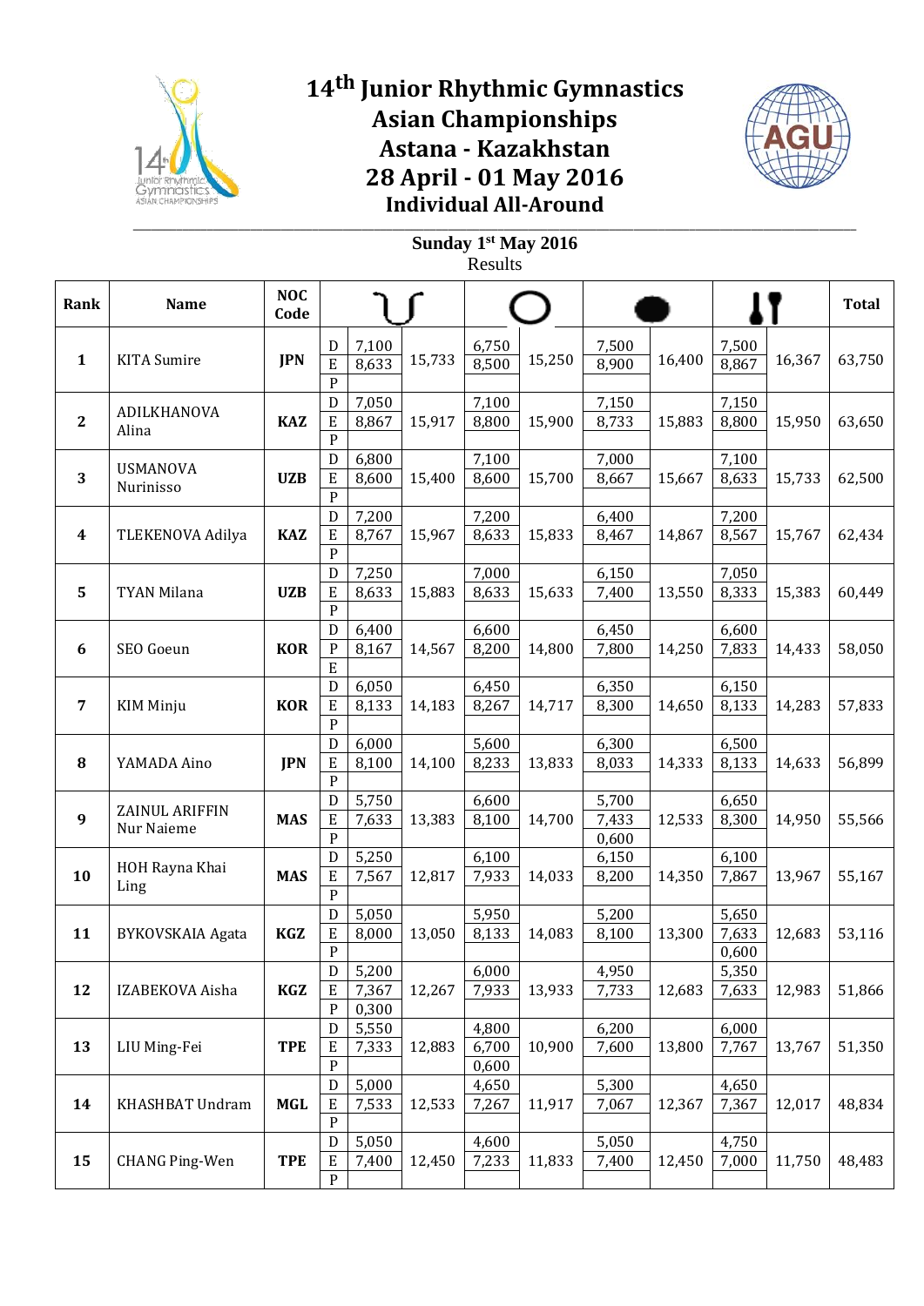# 14th Junior Rhythmic Gymnastics Asian Championships

## Astana - Kazakhstan

## 28 April - 01 May 2016

## Individual All-Around

**Sunday 1st May 2016**

Results

| Rank | Name | NOC Code | | Hoop | | Ball | | Clubs | | Ribbon | | Total |
|---|---|---|---|---|---|---|---|---|---|---|---|---|
| 1 | KITA Sumire | JPN | D | 7,100 | 15,733 | 6,750 | 15,250 | 7,500 | 16,400 | 7,500 | 16,367 | 63,750 |
| | | | E | 8,633 | | 8,500 | | 8,900 | | 8,867 | | |
| | | | P | | | | | | | | | |
| 2 | ADILKHANOVA Alina | KAZ | D | 7,050 | 15,917 | 7,100 | 15,900 | 7,150 | 15,883 | 7,150 | 15,950 | 63,650 |
| | | | E | 8,867 | | 8,800 | | 8,733 | | 8,800 | | |
| | | | P | | | | | | | | | |
| 3 | USMANOVA Nurinisso | UZB | D | 6,800 | 15,400 | 7,100 | 15,700 | 7,000 | 15,667 | 7,100 | 15,733 | 62,500 |
| | | | E | 8,600 | | 8,600 | | 8,667 | | 8,633 | | |
| | | | P | | | | | | | | | |
| 4 | TLEKENOVA Adilya | KAZ | D | 7,200 | 15,967 | 7,200 | 15,833 | 6,400 | 14,867 | 7,200 | 15,767 | 62,434 |
| | | | E | 8,767 | | 8,633 | | 8,467 | | 8,567 | | |
| | | | P | | | | | | | | | |
| 5 | TYAN Milana | UZB | D | 7,250 | 15,883 | 7,000 | 15,633 | 6,150 | 13,550 | 7,050 | 15,383 | 60,449 |
| | | | E | 8,633 | | 8,633 | | 7,400 | | 8,333 | | |
| | | | P | | | | | | | | | |
| 6 | SEO Goeun | KOR | D | 6,400 | 14,567 | 6,600 | 14,800 | 6,450 | 14,250 | 6,600 | 14,433 | 58,050 |
| | | | P | 8,167 | | 8,200 | | 7,800 | | 7,833 | | |
| | | | E | | | | | | | | | |
| 7 | KIM Minju | KOR | D | 6,050 | 14,183 | 6,450 | 14,717 | 6,350 | 14,650 | 6,150 | 14,283 | 57,833 |
| | | | E | 8,133 | | 8,267 | | 8,300 | | 8,133 | | |
| | | | P | | | | | | | | | |
| 8 | YAMADA Aino | JPN | D | 6,000 | 14,100 | 5,600 | 13,833 | 6,300 | 14,333 | 6,500 | 14,633 | 56,899 |
| | | | E | 8,100 | | 8,233 | | 8,033 | | 8,133 | | |
| | | | P | | | | | | | | | |
| 9 | ZAINUL ARIFFIN Nur Naieme | MAS | D | 5,750 | 13,383 | 6,600 | 14,700 | 5,700 | 12,533 | 6,650 | 14,950 | 55,566 |
| | | | E | 7,633 | | 8,100 | | 7,433 | | 8,300 | | |
| | | | P | | | | | 0,600 | | | | |
| 10 | HOH Rayna Khai Ling | MAS | D | 5,250 | 12,817 | 6,100 | 14,033 | 6,150 | 14,350 | 6,100 | 13,967 | 55,167 |
| | | | E | 7,567 | | 7,933 | | 8,200 | | 7,867 | | |
| | | | P | | | | | | | | | |
| 11 | BYKOVSKAIA Agata | KGZ | D | 5,050 | 13,050 | 5,950 | 14,083 | 5,200 | 13,300 | 5,650 | 12,683 | 53,116 |
| | | | E | 8,000 | | 8,133 | | 8,100 | | 7,633 | | |
| | | | P | | | | | | | 0,600 | | |
| 12 | IZABEKOVA Aisha | KGZ | D | 5,200 | 12,267 | 6,000 | 13,933 | 4,950 | 12,683 | 5,350 | 12,983 | 51,866 |
| | | | E | 7,367 | | 7,933 | | 7,733 | | 7,633 | | |
| | | | P | 0,300 | | | | | | | | |
| 13 | LIU Ming-Fei | TPE | D | 5,550 | 12,883 | 4,800 | 10,900 | 6,200 | 13,800 | 6,000 | 13,767 | 51,350 |
| | | | E | 7,333 | | 6,700 | | 7,600 | | 7,767 | | |
| | | | P | | | 0,600 | | | | | | |
| 14 | KHASHBAT Undram | MGL | D | 5,000 | 12,533 | 4,650 | 11,917 | 5,300 | 12,367 | 4,650 | 12,017 | 48,834 |
| | | | E | 7,533 | | 7,267 | | 7,067 | | 7,367 | | |
| | | | P | | | | | | | | | |
| 15 | CHANG Ping-Wen | TPE | D | 5,050 | 12,450 | 4,600 | 11,833 | 5,050 | 12,450 | 4,750 | 11,750 | 48,483 |
| | | | E | 7,400 | | 7,233 | | 7,400 | | 7,000 | | |
| | | | P | | | | | | | | | |